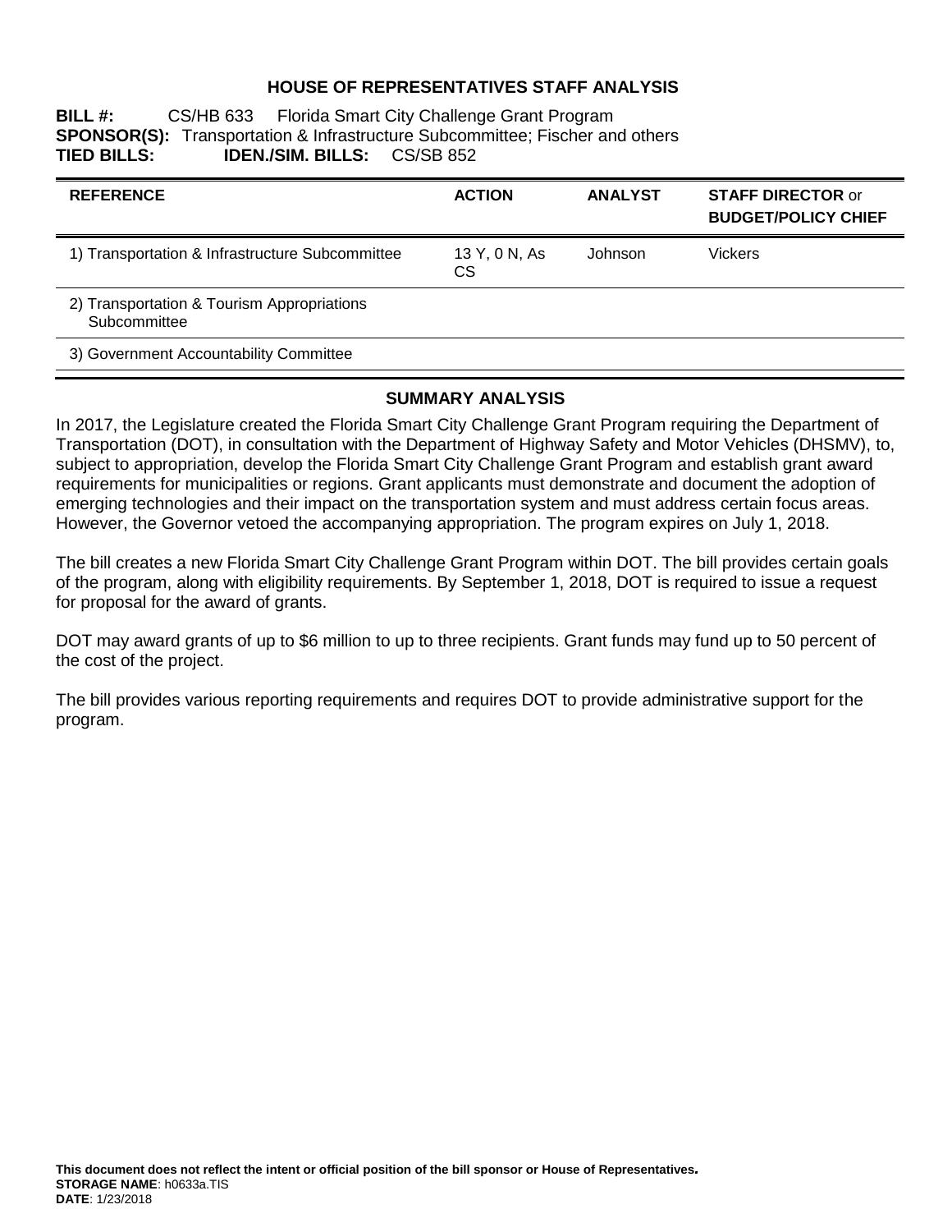# HOUSE OF REPRESENTATIVES STAFF ANALYSIS

**BILL #:** CS/HB 633 Florida Smart City Challenge Grant Program
**SPONSOR(S):** Transportation & Infrastructure Subcommittee; Fischer and others
**TIED BILLS:** **IDEN./SIM. BILLS:** CS/SB 852

| REFERENCE | ACTION | ANALYST | STAFF DIRECTOR or BUDGET/POLICY CHIEF |
|---|---|---|---|
| 1) Transportation & Infrastructure Subcommittee | 13 Y, 0 N, As CS | Johnson | Vickers |
| 2) Transportation & Tourism Appropriations Subcommittee | | | |
| 3) Government Accountability Committee | | | |

## SUMMARY ANALYSIS

In 2017, the Legislature created the Florida Smart City Challenge Grant Program requiring the Department of Transportation (DOT), in consultation with the Department of Highway Safety and Motor Vehicles (DHSMV), to, subject to appropriation, develop the Florida Smart City Challenge Grant Program and establish grant award requirements for municipalities or regions. Grant applicants must demonstrate and document the adoption of emerging technologies and their impact on the transportation system and must address certain focus areas. However, the Governor vetoed the accompanying appropriation. The program expires on July 1, 2018.

The bill creates a new Florida Smart City Challenge Grant Program within DOT. The bill provides certain goals of the program, along with eligibility requirements. By September 1, 2018, DOT is required to issue a request for proposal for the award of grants.

DOT may award grants of up to $6 million to up to three recipients. Grant funds may fund up to 50 percent of the cost of the project.

The bill provides various reporting requirements and requires DOT to provide administrative support for the program.

**This document does not reflect the intent or official position of the bill sponsor or House of Representatives.**
**STORAGE NAME**: h0633a.TIS
**DATE**: 1/23/2018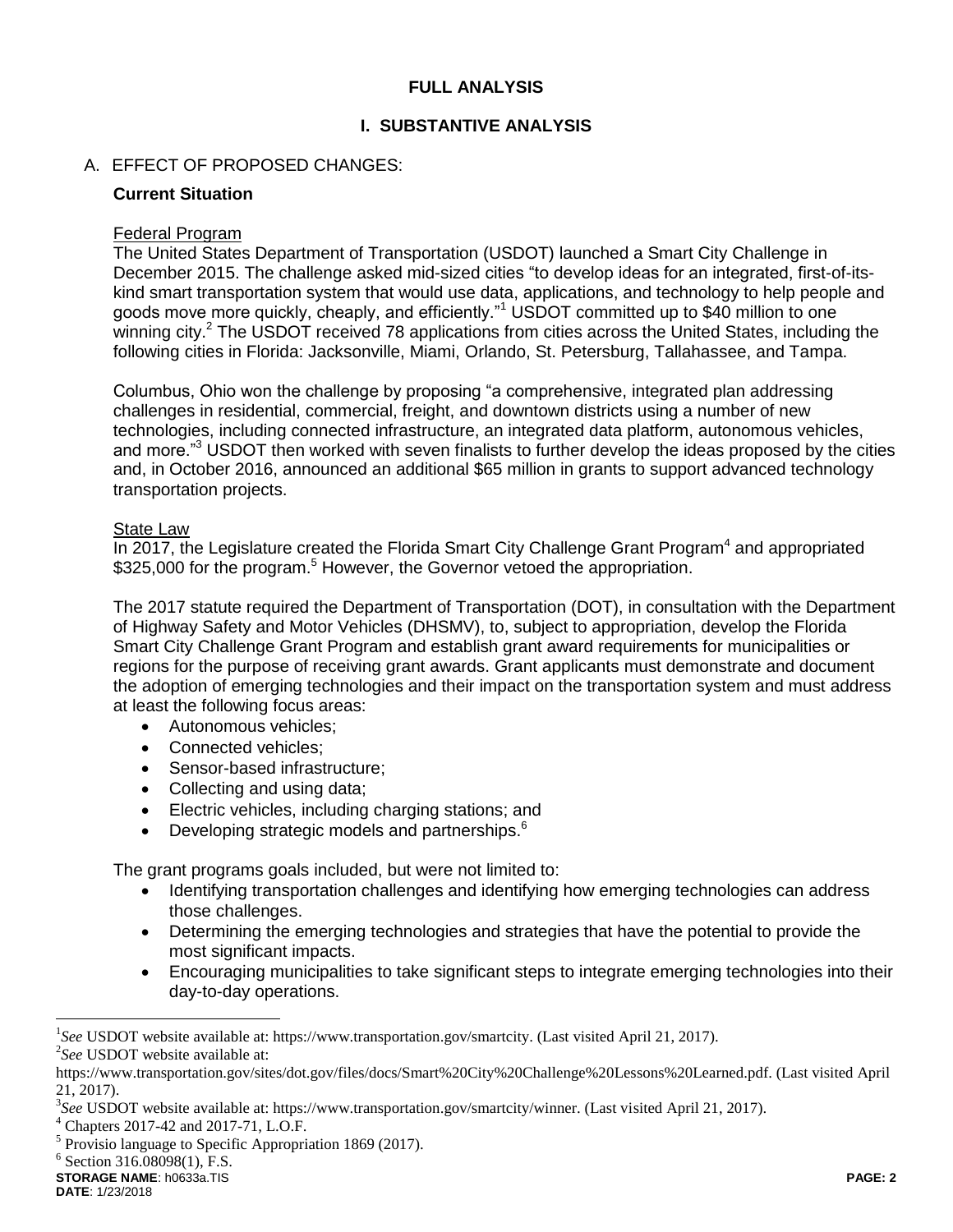## FULL ANALYSIS

## I. SUBSTANTIVE ANALYSIS

A. EFFECT OF PROPOSED CHANGES:

### Current Situation

Federal Program

The United States Department of Transportation (USDOT) launched a Smart City Challenge in December 2015. The challenge asked mid-sized cities "to develop ideas for an integrated, first-of-its-kind smart transportation system that would use data, applications, and technology to help people and goods move more quickly, cheaply, and efficiently."[1] USDOT committed up to $40 million to one winning city.[2] The USDOT received 78 applications from cities across the United States, including the following cities in Florida: Jacksonville, Miami, Orlando, St. Petersburg, Tallahassee, and Tampa.

Columbus, Ohio won the challenge by proposing "a comprehensive, integrated plan addressing challenges in residential, commercial, freight, and downtown districts using a number of new technologies, including connected infrastructure, an integrated data platform, autonomous vehicles, and more."[3] USDOT then worked with seven finalists to further develop the ideas proposed by the cities and, in October 2016, announced an additional $65 million in grants to support advanced technology transportation projects.

State Law

In 2017, the Legislature created the Florida Smart City Challenge Grant Program[4] and appropriated $325,000 for the program.[5] However, the Governor vetoed the appropriation.

The 2017 statute required the Department of Transportation (DOT), in consultation with the Department of Highway Safety and Motor Vehicles (DHSMV), to, subject to appropriation, develop the Florida Smart City Challenge Grant Program and establish grant award requirements for municipalities or regions for the purpose of receiving grant awards. Grant applicants must demonstrate and document the adoption of emerging technologies and their impact on the transportation system and must address at least the following focus areas:

- Autonomous vehicles;
- Connected vehicles;
- Sensor-based infrastructure;
- Collecting and using data;
- Electric vehicles, including charging stations; and
- Developing strategic models and partnerships.[6]

The grant programs goals included, but were not limited to:

- Identifying transportation challenges and identifying how emerging technologies can address those challenges.
- Determining the emerging technologies and strategies that have the potential to provide the most significant impacts.
- Encouraging municipalities to take significant steps to integrate emerging technologies into their day-to-day operations.

---

[1] *See* USDOT website available at: https://www.transportation.gov/smartcity. (Last visited April 21, 2017).

[2] *See* USDOT website available at: https://www.transportation.gov/sites/dot.gov/files/docs/Smart%20City%20Challenge%20Lessons%20Learned.pdf. (Last visited April 21, 2017).

[3] *See* USDOT website available at: https://www.transportation.gov/smartcity/winner. (Last visited April 21, 2017).

[4] Chapters 2017-42 and 2017-71, L.O.F.

[5] Provisio language to Specific Appropriation 1869 (2017).

[6] Section 316.08098(1), F.S.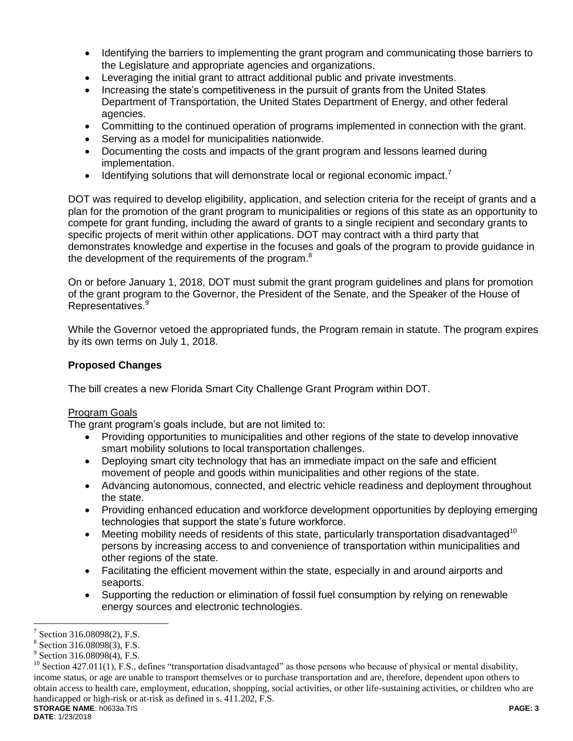- Identifying the barriers to implementing the grant program and communicating those barriers to the Legislature and appropriate agencies and organizations.
- Leveraging the initial grant to attract additional public and private investments.
- Increasing the state's competitiveness in the pursuit of grants from the United States Department of Transportation, the United States Department of Energy, and other federal agencies.
- Committing to the continued operation of programs implemented in connection with the grant.
- Serving as a model for municipalities nationwide.
- Documenting the costs and impacts of the grant program and lessons learned during implementation.
- Identifying solutions that will demonstrate local or regional economic impact.[7]

DOT was required to develop eligibility, application, and selection criteria for the receipt of grants and a plan for the promotion of the grant program to municipalities or regions of this state as an opportunity to compete for grant funding, including the award of grants to a single recipient and secondary grants to specific projects of merit within other applications. DOT may contract with a third party that demonstrates knowledge and expertise in the focuses and goals of the program to provide guidance in the development of the requirements of the program.[8]

On or before January 1, 2018, DOT must submit the grant program guidelines and plans for promotion of the grant program to the Governor, the President of the Senate, and the Speaker of the House of Representatives.[9]

While the Governor vetoed the appropriated funds, the Program remain in statute. The program expires by its own terms on July 1, 2018.

**Proposed Changes**

The bill creates a new Florida Smart City Challenge Grant Program within DOT.

Program Goals

The grant program's goals include, but are not limited to:

- Providing opportunities to municipalities and other regions of the state to develop innovative smart mobility solutions to local transportation challenges.
- Deploying smart city technology that has an immediate impact on the safe and efficient movement of people and goods within municipalities and other regions of the state.
- Advancing autonomous, connected, and electric vehicle readiness and deployment throughout the state.
- Providing enhanced education and workforce development opportunities by deploying emerging technologies that support the state's future workforce.
- Meeting mobility needs of residents of this state, particularly transportation disadvantaged[10] persons by increasing access to and convenience of transportation within municipalities and other regions of the state.
- Facilitating the efficient movement within the state, especially in and around airports and seaports.
- Supporting the reduction or elimination of fossil fuel consumption by relying on renewable energy sources and electronic technologies.

---

[7] Section 316.08098(2), F.S.

[8] Section 316.08098(3), F.S.

[9] Section 316.08098(4), F.S.

[10] Section 427.011(1), F.S., defines "transportation disadvantaged" as those persons who because of physical or mental disability, income status, or age are unable to transport themselves or to purchase transportation and are, therefore, dependent upon others to obtain access to health care, employment, education, shopping, social activities, or other life-sustaining activities, or children who are handicapped or high-risk or at-risk as defined in s. 411.202, F.S.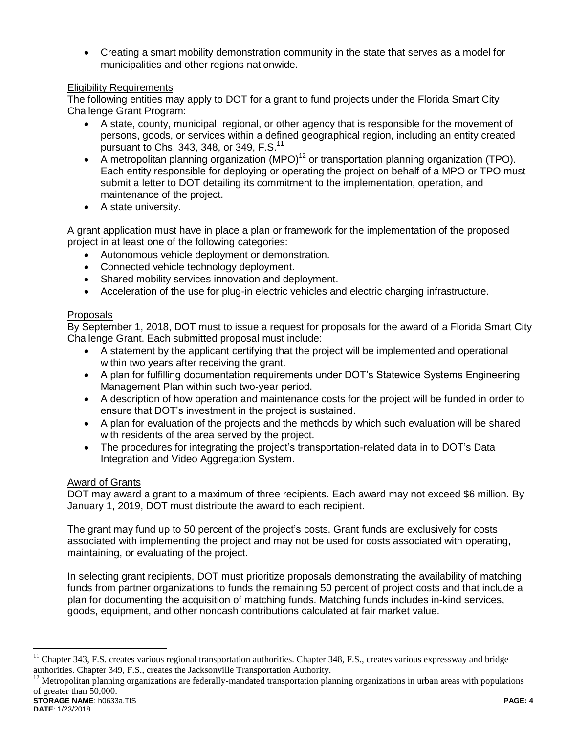- Creating a smart mobility demonstration community in the state that serves as a model for municipalities and other regions nationwide.

Eligibility Requirements

The following entities may apply to DOT for a grant to fund projects under the Florida Smart City Challenge Grant Program:

- A state, county, municipal, regional, or other agency that is responsible for the movement of persons, goods, or services within a defined geographical region, including an entity created pursuant to Chs. 343, 348, or 349, F.S.[11]
- A metropolitan planning organization (MPO)[12] or transportation planning organization (TPO). Each entity responsible for deploying or operating the project on behalf of a MPO or TPO must submit a letter to DOT detailing its commitment to the implementation, operation, and maintenance of the project.
- A state university.

A grant application must have in place a plan or framework for the implementation of the proposed project in at least one of the following categories:

- Autonomous vehicle deployment or demonstration.
- Connected vehicle technology deployment.
- Shared mobility services innovation and deployment.
- Acceleration of the use for plug-in electric vehicles and electric charging infrastructure.

Proposals

By September 1, 2018, DOT must to issue a request for proposals for the award of a Florida Smart City Challenge Grant. Each submitted proposal must include:

- A statement by the applicant certifying that the project will be implemented and operational within two years after receiving the grant.
- A plan for fulfilling documentation requirements under DOT's Statewide Systems Engineering Management Plan within such two-year period.
- A description of how operation and maintenance costs for the project will be funded in order to ensure that DOT's investment in the project is sustained.
- A plan for evaluation of the projects and the methods by which such evaluation will be shared with residents of the area served by the project.
- The procedures for integrating the project's transportation-related data in to DOT's Data Integration and Video Aggregation System.

Award of Grants

DOT may award a grant to a maximum of three recipients. Each award may not exceed $6 million. By January 1, 2019, DOT must distribute the award to each recipient.

The grant may fund up to 50 percent of the project's costs. Grant funds are exclusively for costs associated with implementing the project and may not be used for costs associated with operating, maintaining, or evaluating of the project.

In selecting grant recipients, DOT must prioritize proposals demonstrating the availability of matching funds from partner organizations to funds the remaining 50 percent of project costs and that include a plan for documenting the acquisition of matching funds. Matching funds includes in-kind services, goods, equipment, and other noncash contributions calculated at fair market value.

---

[11] Chapter 343, F.S. creates various regional transportation authorities. Chapter 348, F.S., creates various expressway and bridge authorities. Chapter 349, F.S., creates the Jacksonville Transportation Authority.

[12] Metropolitan planning organizations are federally-mandated transportation planning organizations in urban areas with populations of greater than 50,000.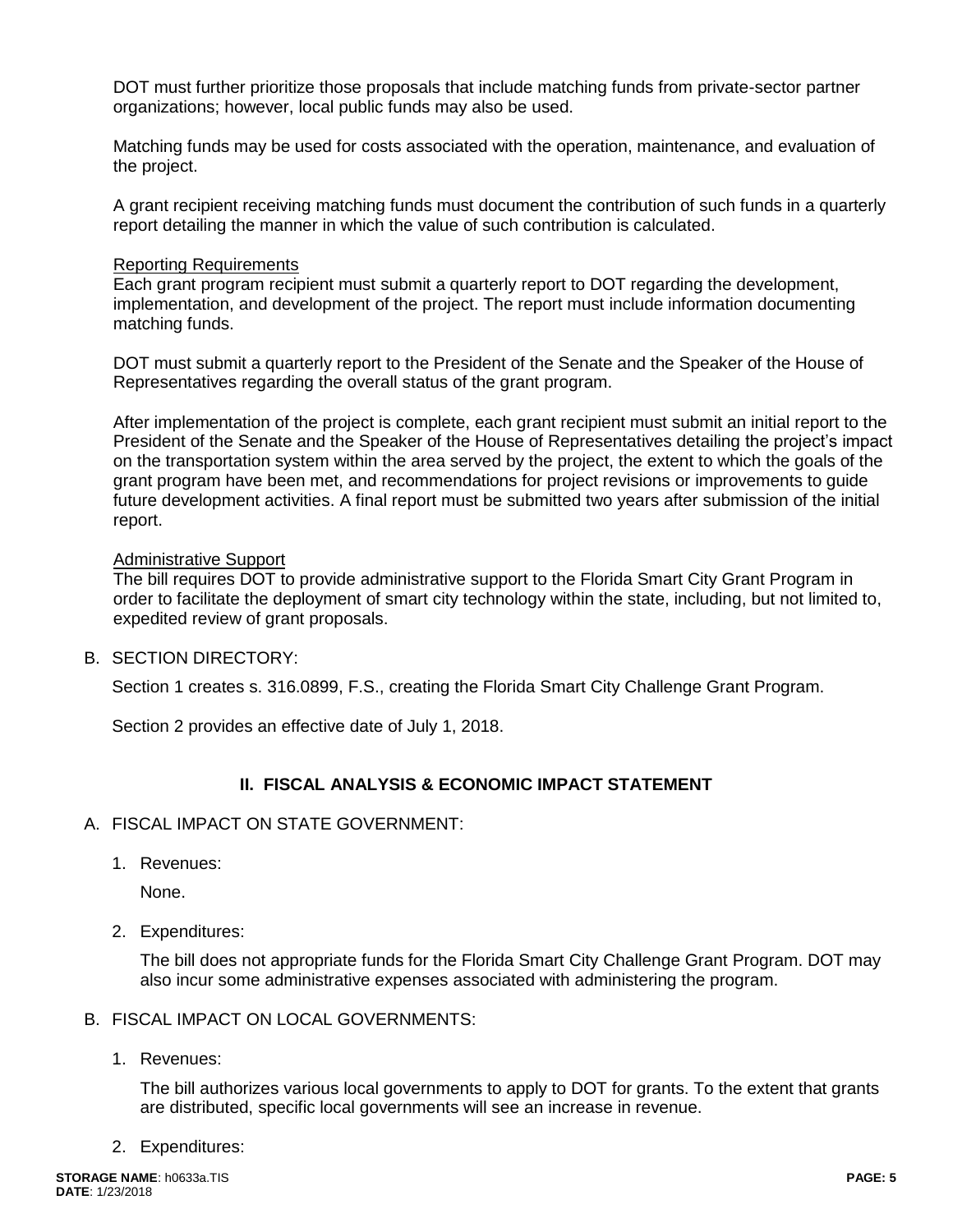DOT must further prioritize those proposals that include matching funds from private-sector partner organizations; however, local public funds may also be used.

Matching funds may be used for costs associated with the operation, maintenance, and evaluation of the project.

A grant recipient receiving matching funds must document the contribution of such funds in a quarterly report detailing the manner in which the value of such contribution is calculated.

<u>Reporting Requirements</u>
Each grant program recipient must submit a quarterly report to DOT regarding the development, implementation, and development of the project. The report must include information documenting matching funds.

DOT must submit a quarterly report to the President of the Senate and the Speaker of the House of Representatives regarding the overall status of the grant program.

After implementation of the project is complete, each grant recipient must submit an initial report to the President of the Senate and the Speaker of the House of Representatives detailing the project's impact on the transportation system within the area served by the project, the extent to which the goals of the grant program have been met, and recommendations for project revisions or improvements to guide future development activities. A final report must be submitted two years after submission of the initial report.

<u>Administrative Support</u>
The bill requires DOT to provide administrative support to the Florida Smart City Grant Program in order to facilitate the deployment of smart city technology within the state, including, but not limited to, expedited review of grant proposals.

B. SECTION DIRECTORY:

Section 1 creates s. 316.0899, F.S., creating the Florida Smart City Challenge Grant Program.

Section 2 provides an effective date of July 1, 2018.

## II. FISCAL ANALYSIS & ECONOMIC IMPACT STATEMENT

A. FISCAL IMPACT ON STATE GOVERNMENT:

1. Revenues:

   None.

2. Expenditures:

   The bill does not appropriate funds for the Florida Smart City Challenge Grant Program. DOT may also incur some administrative expenses associated with administering the program.

B. FISCAL IMPACT ON LOCAL GOVERNMENTS:

1. Revenues:

   The bill authorizes various local governments to apply to DOT for grants. To the extent that grants are distributed, specific local governments will see an increase in revenue.

2. Expenditures: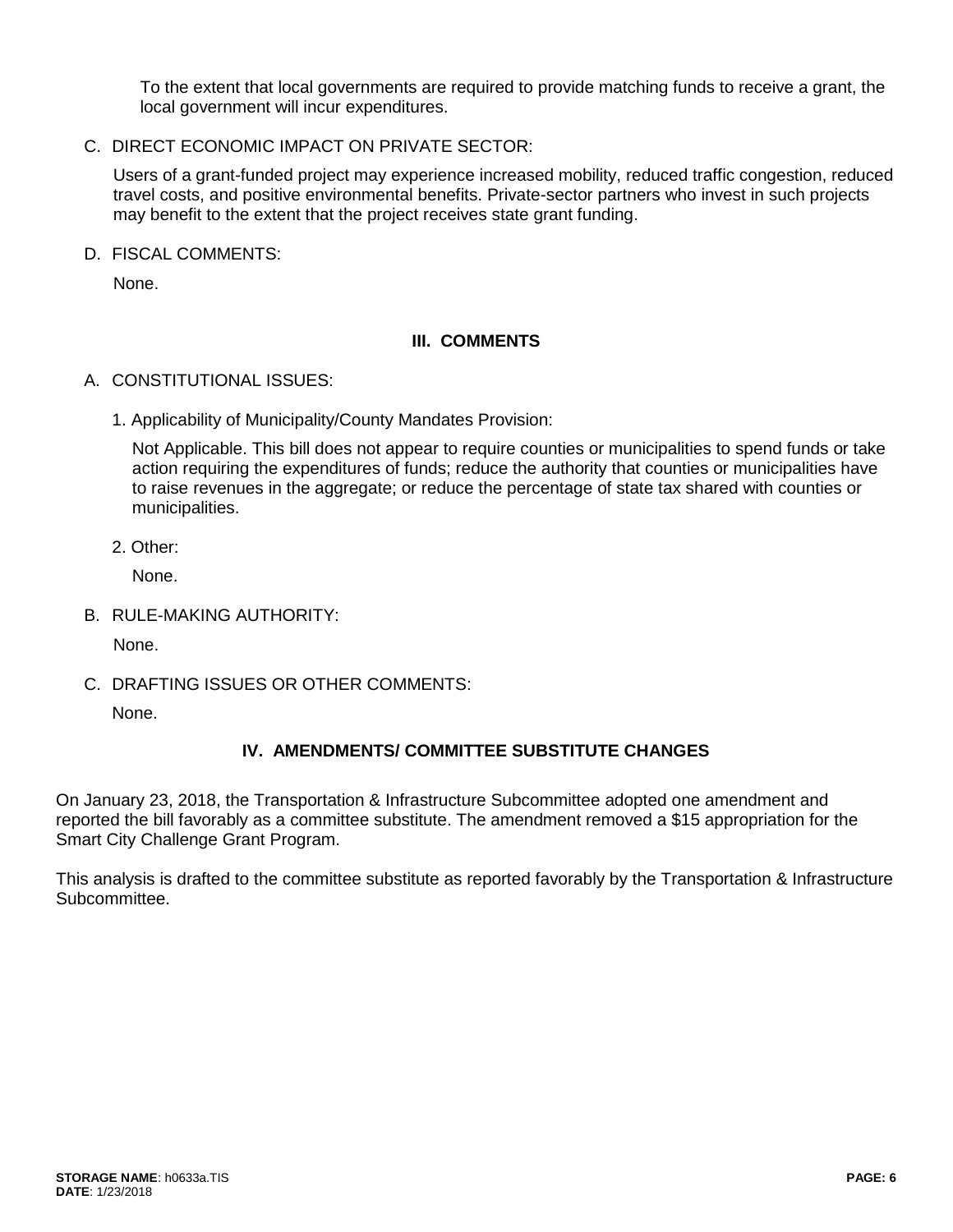To the extent that local governments are required to provide matching funds to receive a grant, the local government will incur expenditures.

C. DIRECT ECONOMIC IMPACT ON PRIVATE SECTOR:

Users of a grant-funded project may experience increased mobility, reduced traffic congestion, reduced travel costs, and positive environmental benefits. Private-sector partners who invest in such projects may benefit to the extent that the project receives state grant funding.

D. FISCAL COMMENTS:

None.

## III. COMMENTS

A. CONSTITUTIONAL ISSUES:

1. Applicability of Municipality/County Mandates Provision:

Not Applicable. This bill does not appear to require counties or municipalities to spend funds or take action requiring the expenditures of funds; reduce the authority that counties or municipalities have to raise revenues in the aggregate; or reduce the percentage of state tax shared with counties or municipalities.

2. Other:

None.

B. RULE-MAKING AUTHORITY:

None.

C. DRAFTING ISSUES OR OTHER COMMENTS:

None.

## IV. AMENDMENTS/ COMMITTEE SUBSTITUTE CHANGES

On January 23, 2018, the Transportation & Infrastructure Subcommittee adopted one amendment and reported the bill favorably as a committee substitute. The amendment removed a $15 appropriation for the Smart City Challenge Grant Program.

This analysis is drafted to the committee substitute as reported favorably by the Transportation & Infrastructure Subcommittee.